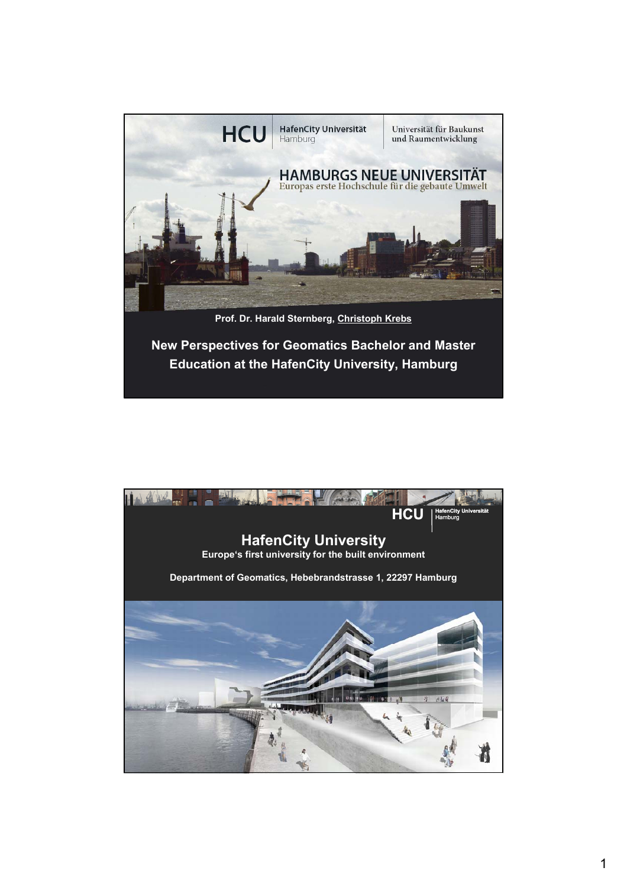HCU HafenCity Universität Hamburg

Universität für Baukunst und Raumentwicklung

HAMBURGS NEUE UNIVERSITÄT

Europas erste Hochschule für die gebaute Umwelt

Prof. Dr. Harald Sternberg, Christoph Krebs

# New Perspectives for Geomatics Bachelor and Master Education at the HafenCity University, Hamburg

HCU HafenCity Universität Hamburg

## HafenCity University

**Europe's first university for the built environment**

**Department of Geomatics, Hebebrandstrasse 1, 22297 Hamburg**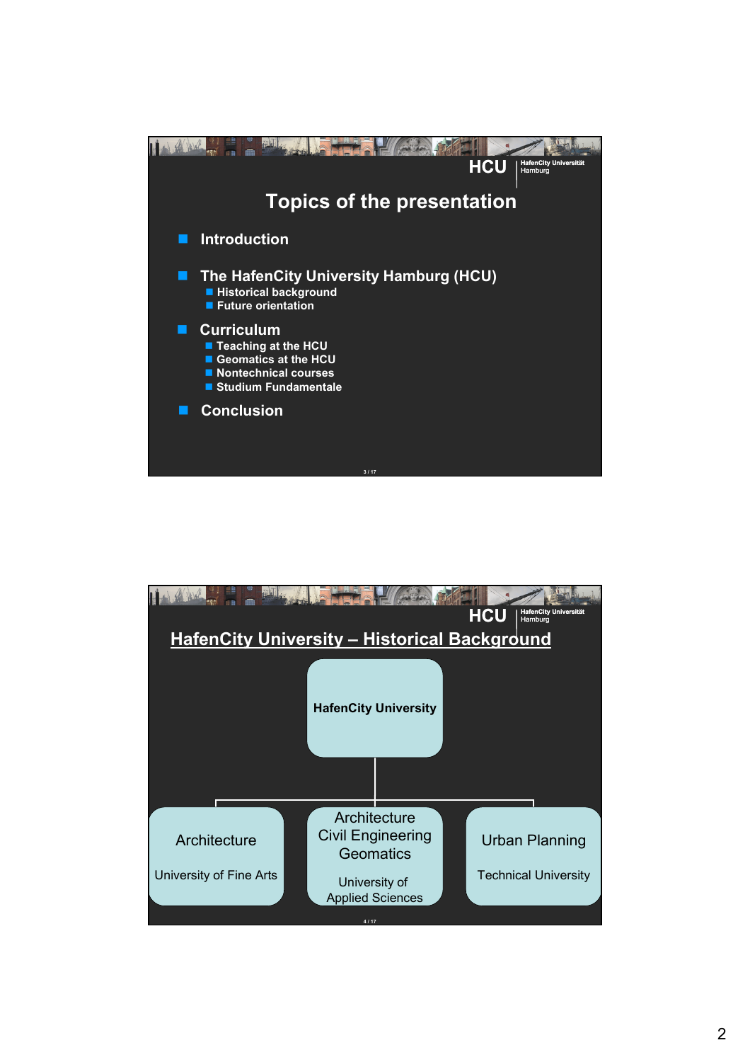## Topics of the presentation

- **Introduction**
- **The HafenCity University Hamburg (HCU)**
  - **Historical background**
  - **Future orientation**
- **Curriculum**
  - **Teaching at the HCU**
  - **Geomatics at the HCU**
  - **Nontechnical courses**
  - **Studium Fundamentale**
- **Conclusion**

## HafenCity University – Historical Background

**HafenCity University**

Architecture

University of Fine Arts

Architecture
Civil Engineering
Geomatics

University of Applied Sciences

Urban Planning

Technical University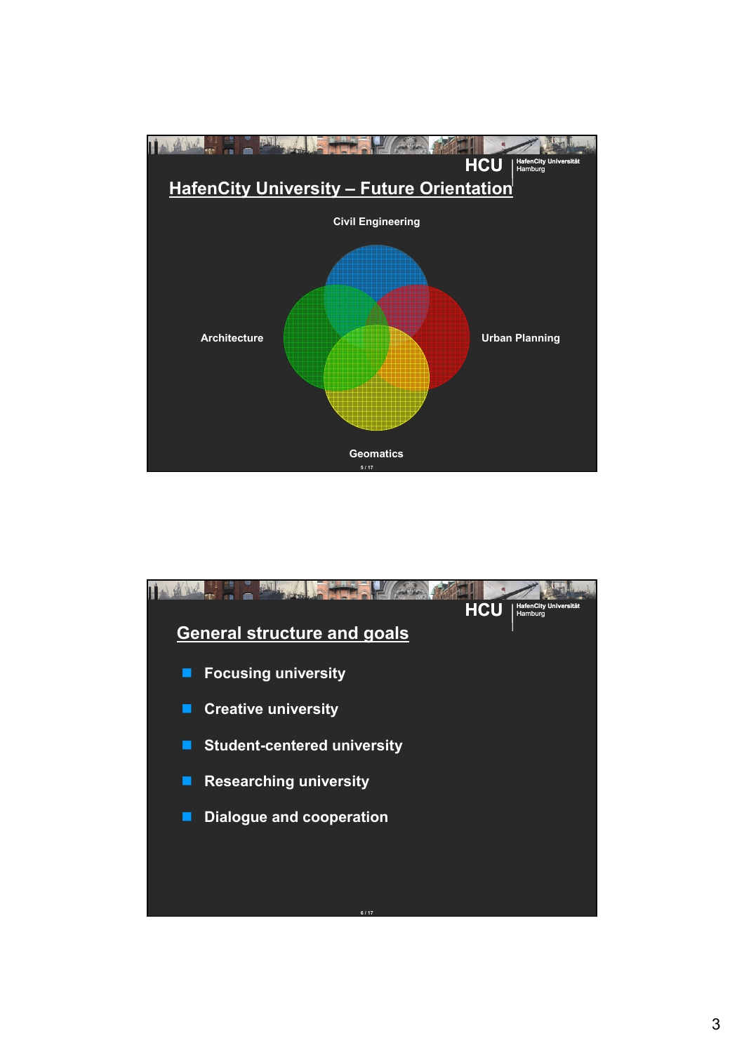## HafenCity University – Future Orientation

Civil Engineering

Architecture

Urban Planning

Geomatics

## General structure and goals

- Focusing university
- Creative university
- Student-centered university
- Researching university
- Dialogue and cooperation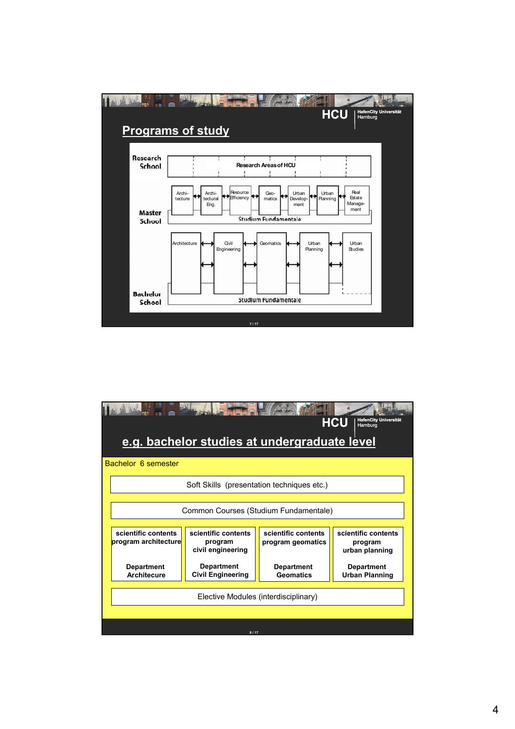## Programs of study

Research School

Research Areas of HCU

Master School

Archi-tecture | Archi-tectural Eng. | Resource Efficiency | Geo-matics | Urban Develop-ment | Urban Planning | Real Estate Manage-ment

Studium Fundamentale

Architecture | Civil Engineering | Geomatics | Urban Planning | Urban Studies

Bachelor School

Studium Fundamentale

## e.g. bachelor studies at undergraduate level

Bachelor 6 semester

Soft Skills (presentation techniques etc.)

Common Courses (Studium Fundamentale)

| | | | |
|---|---|---|---|
| **scientific contents program architecture**<br><br>**Department Architecure** | **scientific contents program civil engineering**<br><br>**Department Civil Engineering** | **scientific contents program geomatics**<br><br>**Department Geomatics** | **scientific contents program urban planning**<br><br>**Department Urban Planning** |

Elective Modules (interdisciplinary)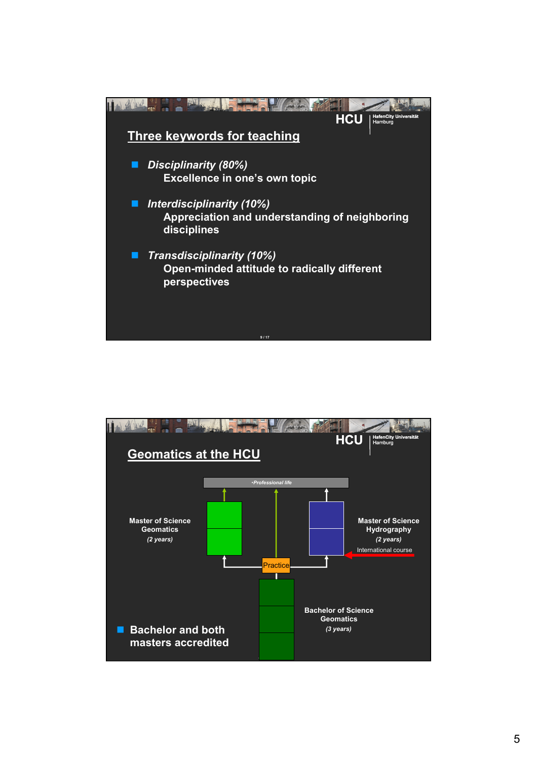## Three keywords for teaching

- ***Disciplinarity (80%)***
  **Excellence in one's own topic**
- ***Interdisciplinarity (10%)***
  **Appreciation and understanding of neighboring disciplines**
- ***Transdisciplinarity (10%)***
  **Open-minded attitude to radically different perspectives**

## Geomatics at the HCU

*Professional life*

**Master of Science Geomatics**
*(2 years)*

**Master of Science Hydrography**
*(2 years)*
International course

Practice

**Bachelor of Science Geomatics**
*(3 years)*

- **Bachelor and both masters accredited**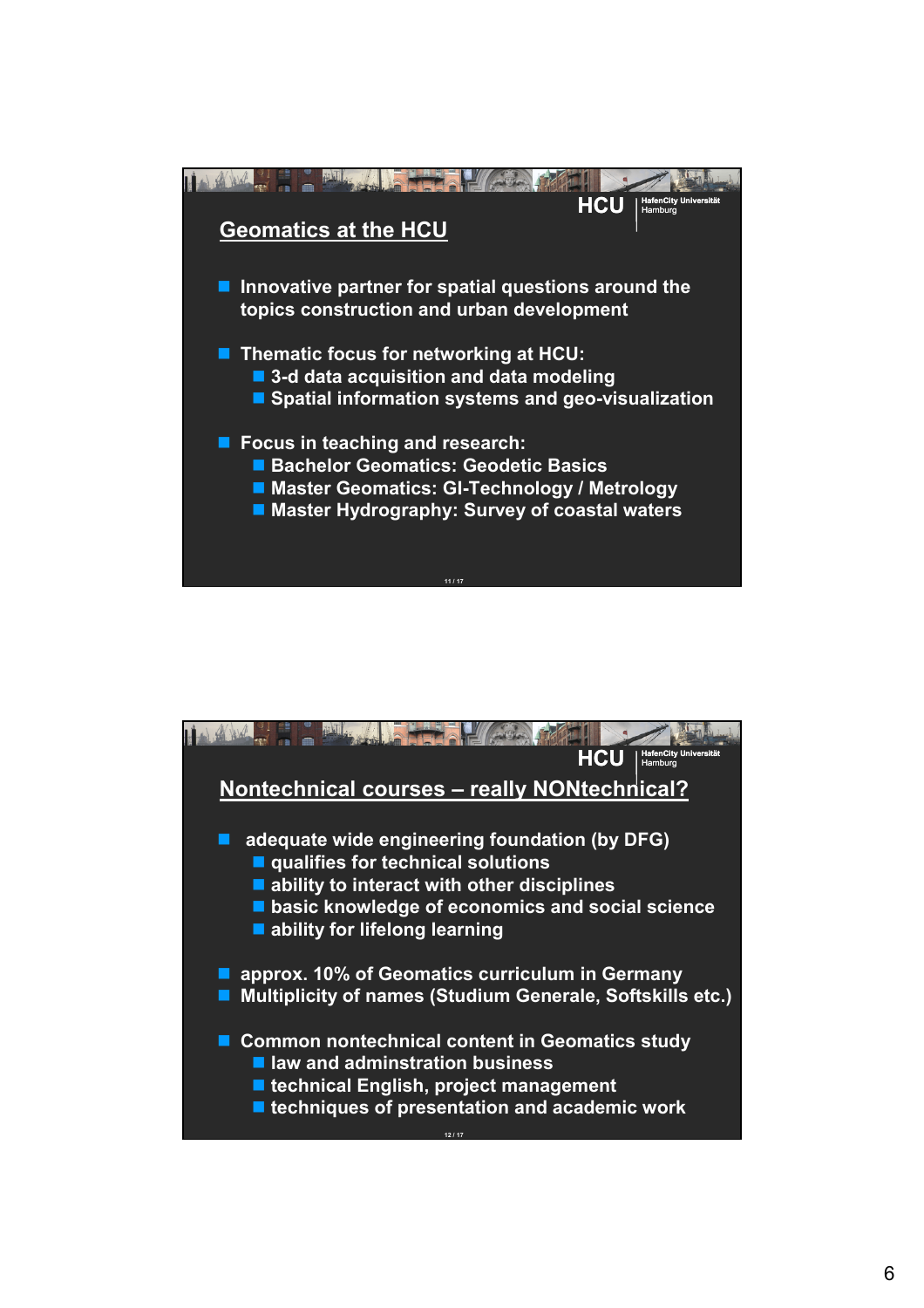## Geomatics at the HCU

- Innovative partner for spatial questions around the topics construction and urban development
- Thematic focus for networking at HCU:
  - 3-d data acquisition and data modeling
  - Spatial information systems and geo-visualization
- Focus in teaching and research:
  - Bachelor Geomatics: Geodetic Basics
  - Master Geomatics: GI-Technology / Metrology
  - Master Hydrography: Survey of coastal waters

## Nontechnical courses – really NONtechnical?

- adequate wide engineering foundation (by DFG)
  - qualifies for technical solutions
  - ability to interact with other disciplines
  - basic knowledge of economics and social science
  - ability for lifelong learning
- approx. 10% of Geomatics curriculum in Germany
- Multiplicity of names (Studium Generale, Softskills etc.)
- Common nontechnical content in Geomatics study
  - law and adminstration business
  - technical English, project management
  - techniques of presentation and academic work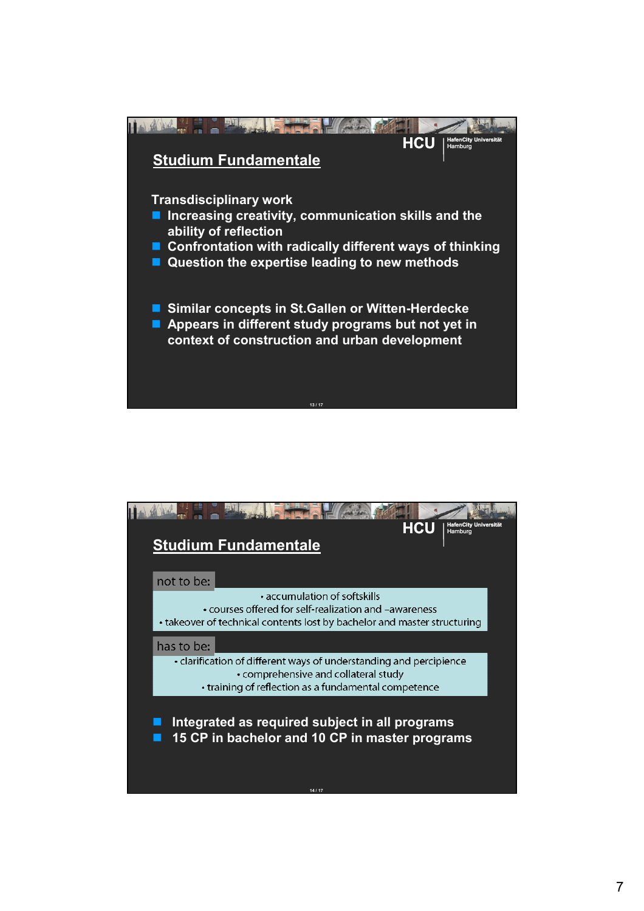## Studium Fundamentale

Transdisciplinary work

- Increasing creativity, communication skills and the ability of reflection
- Confrontation with radically different ways of thinking
- Question the expertise leading to new methods

- Similar concepts in St.Gallen or Witten-Herdecke
- Appears in different study programs but not yet in context of construction and urban development

## Studium Fundamentale

not to be:

- accumulation of softskills
- courses offered for self-realization and –awareness
- takeover of technical contents lost by bachelor and master structuring

has to be:

- clarification of different ways of understanding and percipience
- comprehensive and collateral study
- training of reflection as a fundamental competence

- Integrated as required subject in all programs
- 15 CP in bachelor and 10 CP in master programs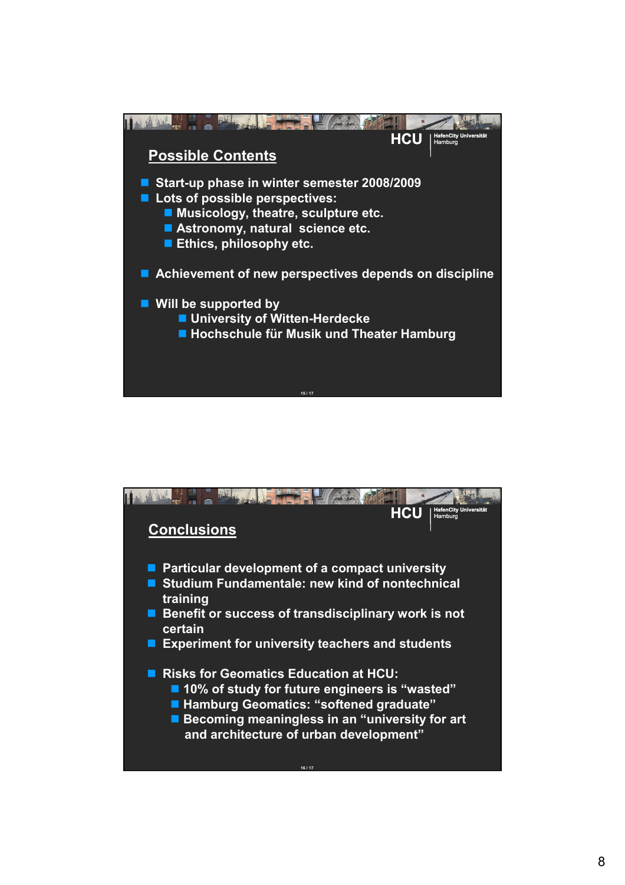## Possible Contents

- Start-up phase in winter semester 2008/2009
- Lots of possible perspectives:
  - Musicology, theatre, sculpture etc.
  - Astronomy, natural science etc.
  - Ethics, philosophy etc.
- Achievement of new perspectives depends on discipline
- Will be supported by
  - University of Witten-Herdecke
  - Hochschule für Musik und Theater Hamburg

## Conclusions

- Particular development of a compact university
- Studium Fundamentale: new kind of nontechnical training
- Benefit or success of transdisciplinary work is not certain
- Experiment for university teachers and students
- Risks for Geomatics Education at HCU:
  - 10% of study for future engineers is "wasted"
  - Hamburg Geomatics: "softened graduate"
  - Becoming meaningless in an "university for art and architecture of urban development"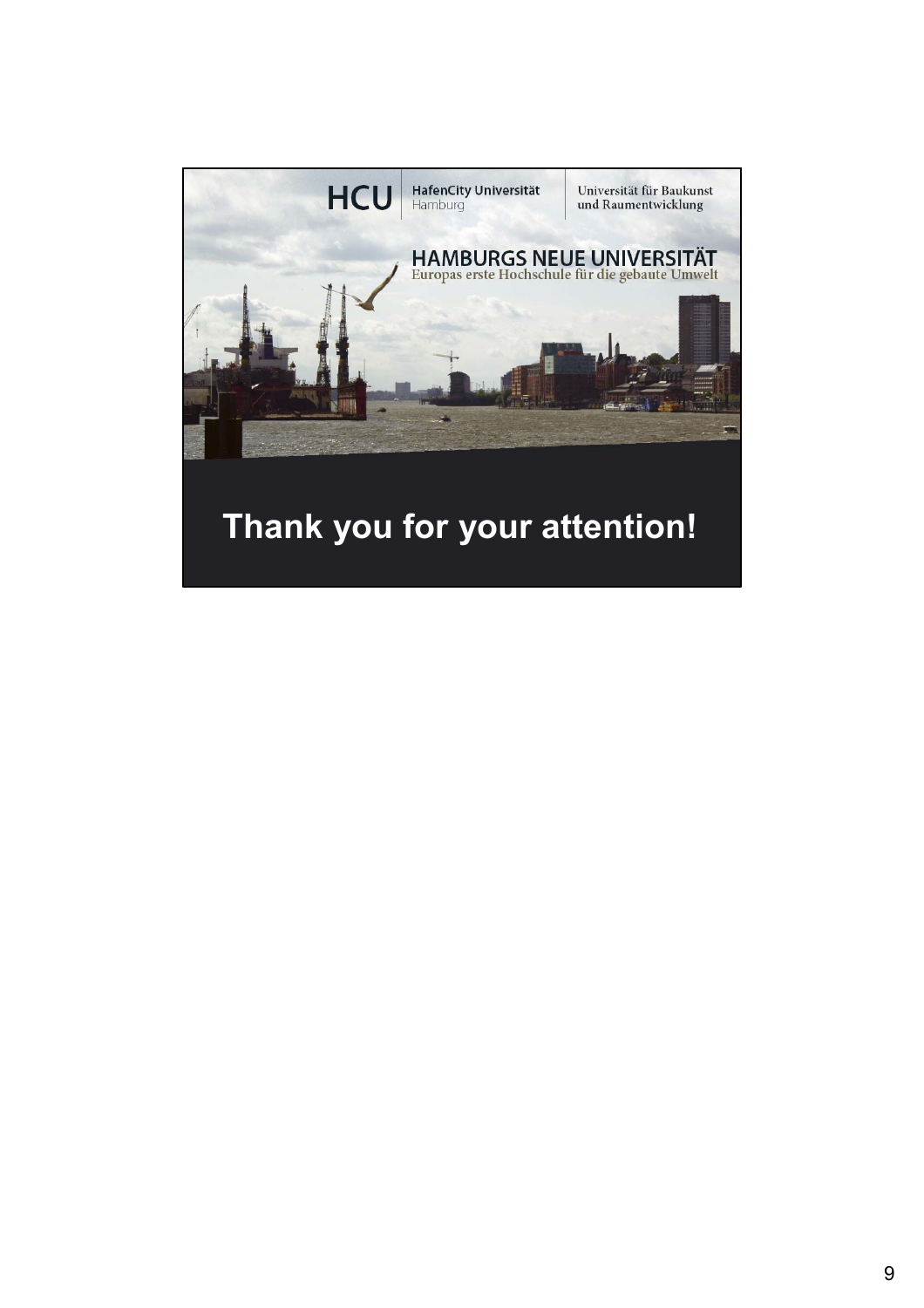HCU | HafenCity Universität Hamburg | Universität für Baukunst und Raumentwicklung

HAMBURGS NEUE UNIVERSITÄT
Europas erste Hochschule für die gebaute Umwelt

**Thank you for your attention!**